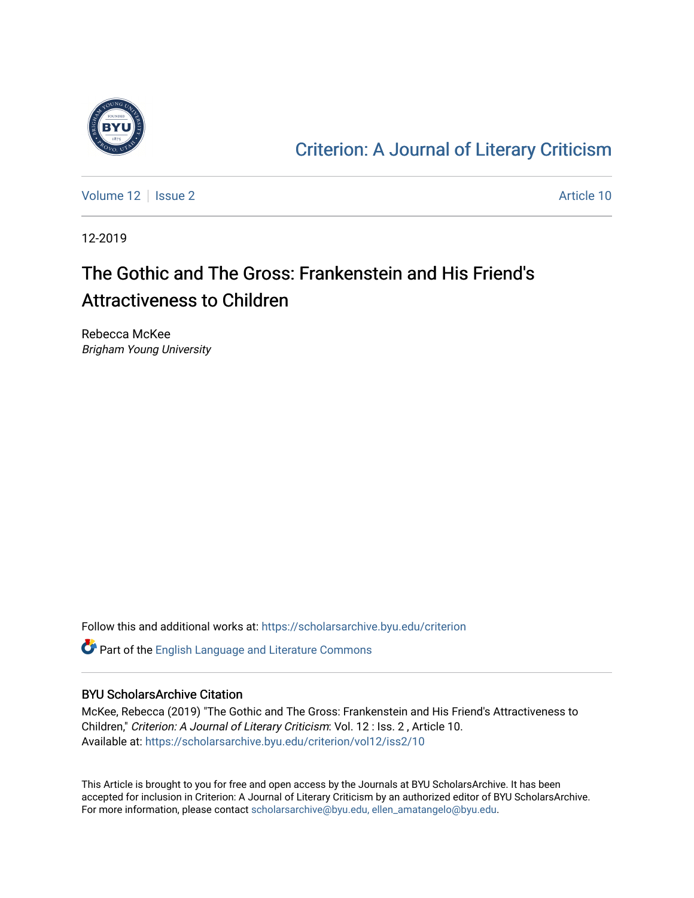Criterion: A Journal of Literary Criticism

Volume 12 | Issue 2 Article 10

12-2019

# The Gothic and The Gross: Frankenstein and His Friend's Attractiveness to Children

Rebecca McKee
*Brigham Young University*

Follow this and additional works at: https://scholarsarchive.byu.edu/criterion

Part of the English Language and Literature Commons

## BYU ScholarsArchive Citation

McKee, Rebecca (2019) "The Gothic and The Gross: Frankenstein and His Friend's Attractiveness to Children," *Criterion: A Journal of Literary Criticism*: Vol. 12 : Iss. 2 , Article 10.
Available at: https://scholarsarchive.byu.edu/criterion/vol12/iss2/10

This Article is brought to you for free and open access by the Journals at BYU ScholarsArchive. It has been accepted for inclusion in Criterion: A Journal of Literary Criticism by an authorized editor of BYU ScholarsArchive. For more information, please contact scholarsarchive@byu.edu, ellen_amatangelo@byu.edu.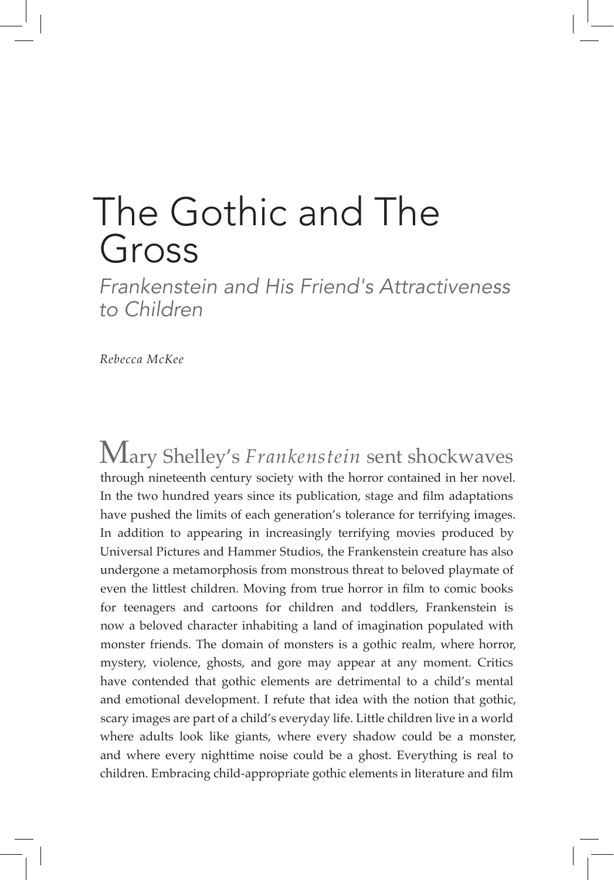# The Gothic and The Gross

*Frankenstein and His Friend's Attractiveness to Children*

*Rebecca McKee*

Mary Shelley's *Frankenstein* sent shockwaves through nineteenth century society with the horror contained in her novel. In the two hundred years since its publication, stage and film adaptations have pushed the limits of each generation's tolerance for terrifying images. In addition to appearing in increasingly terrifying movies produced by Universal Pictures and Hammer Studios, the Frankenstein creature has also undergone a metamorphosis from monstrous threat to beloved playmate of even the littlest children. Moving from true horror in film to comic books for teenagers and cartoons for children and toddlers, Frankenstein is now a beloved character inhabiting a land of imagination populated with monster friends. The domain of monsters is a gothic realm, where horror, mystery, violence, ghosts, and gore may appear at any moment. Critics have contended that gothic elements are detrimental to a child's mental and emotional development. I refute that idea with the notion that gothic, scary images are part of a child's everyday life. Little children live in a world where adults look like giants, where every shadow could be a monster, and where every nighttime noise could be a ghost. Everything is real to children. Embracing child-appropriate gothic elements in literature and film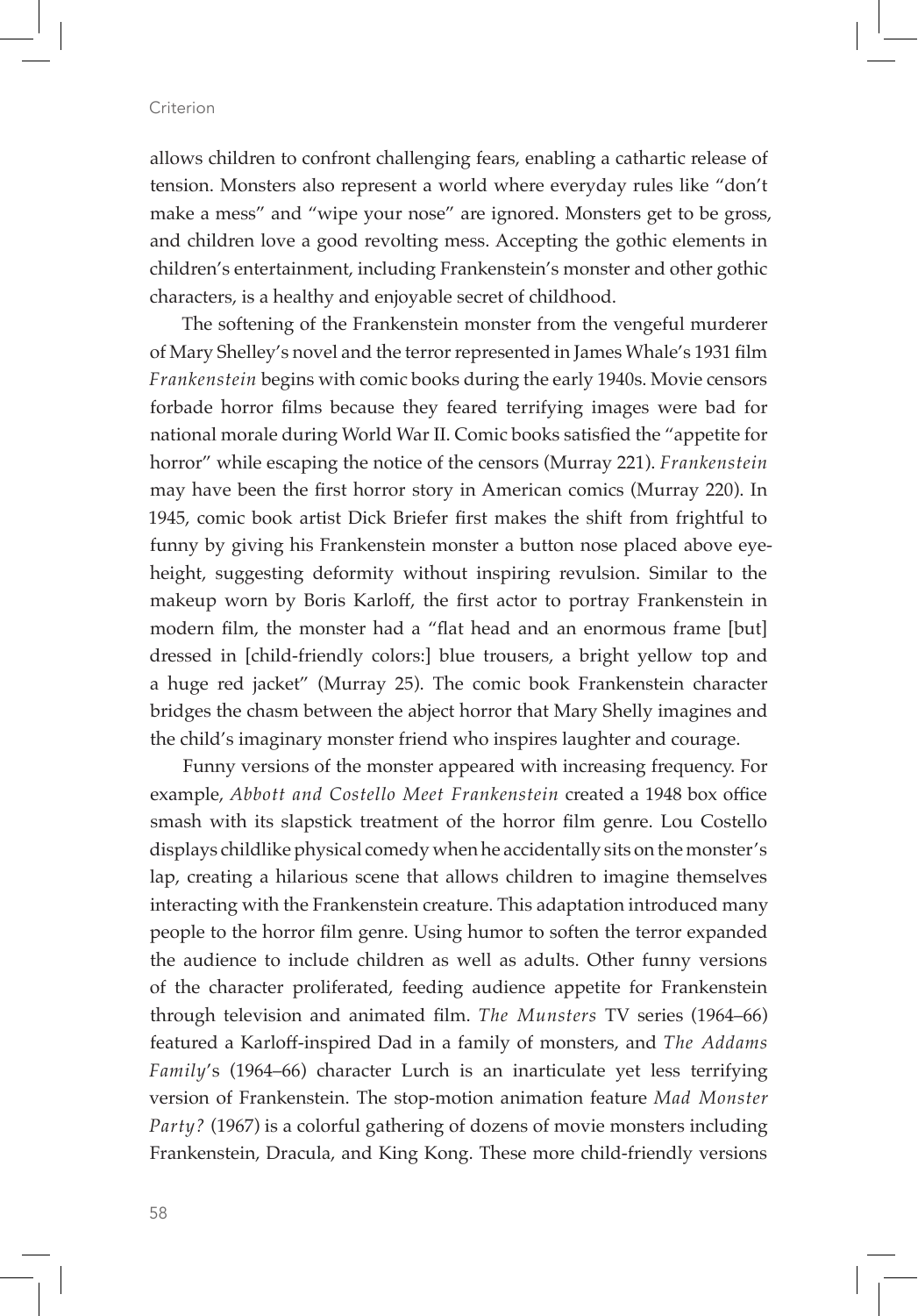allows children to confront challenging fears, enabling a cathartic release of tension. Monsters also represent a world where everyday rules like "don't make a mess" and "wipe your nose" are ignored. Monsters get to be gross, and children love a good revolting mess. Accepting the gothic elements in children's entertainment, including Frankenstein's monster and other gothic characters, is a healthy and enjoyable secret of childhood.

The softening of the Frankenstein monster from the vengeful murderer of Mary Shelley's novel and the terror represented in James Whale's 1931 film *Frankenstein* begins with comic books during the early 1940s. Movie censors forbade horror films because they feared terrifying images were bad for national morale during World War II. Comic books satisfied the "appetite for horror" while escaping the notice of the censors (Murray 221). *Frankenstein* may have been the first horror story in American comics (Murray 220). In 1945, comic book artist Dick Briefer first makes the shift from frightful to funny by giving his Frankenstein monster a button nose placed above eye-height, suggesting deformity without inspiring revulsion. Similar to the makeup worn by Boris Karloff, the first actor to portray Frankenstein in modern film, the monster had a "flat head and an enormous frame [but] dressed in [child-friendly colors:] blue trousers, a bright yellow top and a huge red jacket" (Murray 25). The comic book Frankenstein character bridges the chasm between the abject horror that Mary Shelly imagines and the child's imaginary monster friend who inspires laughter and courage.

Funny versions of the monster appeared with increasing frequency. For example, *Abbott and Costello Meet Frankenstein* created a 1948 box office smash with its slapstick treatment of the horror film genre. Lou Costello displays childlike physical comedy when he accidentally sits on the monster's lap, creating a hilarious scene that allows children to imagine themselves interacting with the Frankenstein creature. This adaptation introduced many people to the horror film genre. Using humor to soften the terror expanded the audience to include children as well as adults. Other funny versions of the character proliferated, feeding audience appetite for Frankenstein through television and animated film. *The Munsters* TV series (1964–66) featured a Karloff-inspired Dad in a family of monsters, and *The Addams Family*'s (1964–66) character Lurch is an inarticulate yet less terrifying version of Frankenstein. The stop-motion animation feature *Mad Monster Party?* (1967) is a colorful gathering of dozens of movie monsters including Frankenstein, Dracula, and King Kong. These more child-friendly versions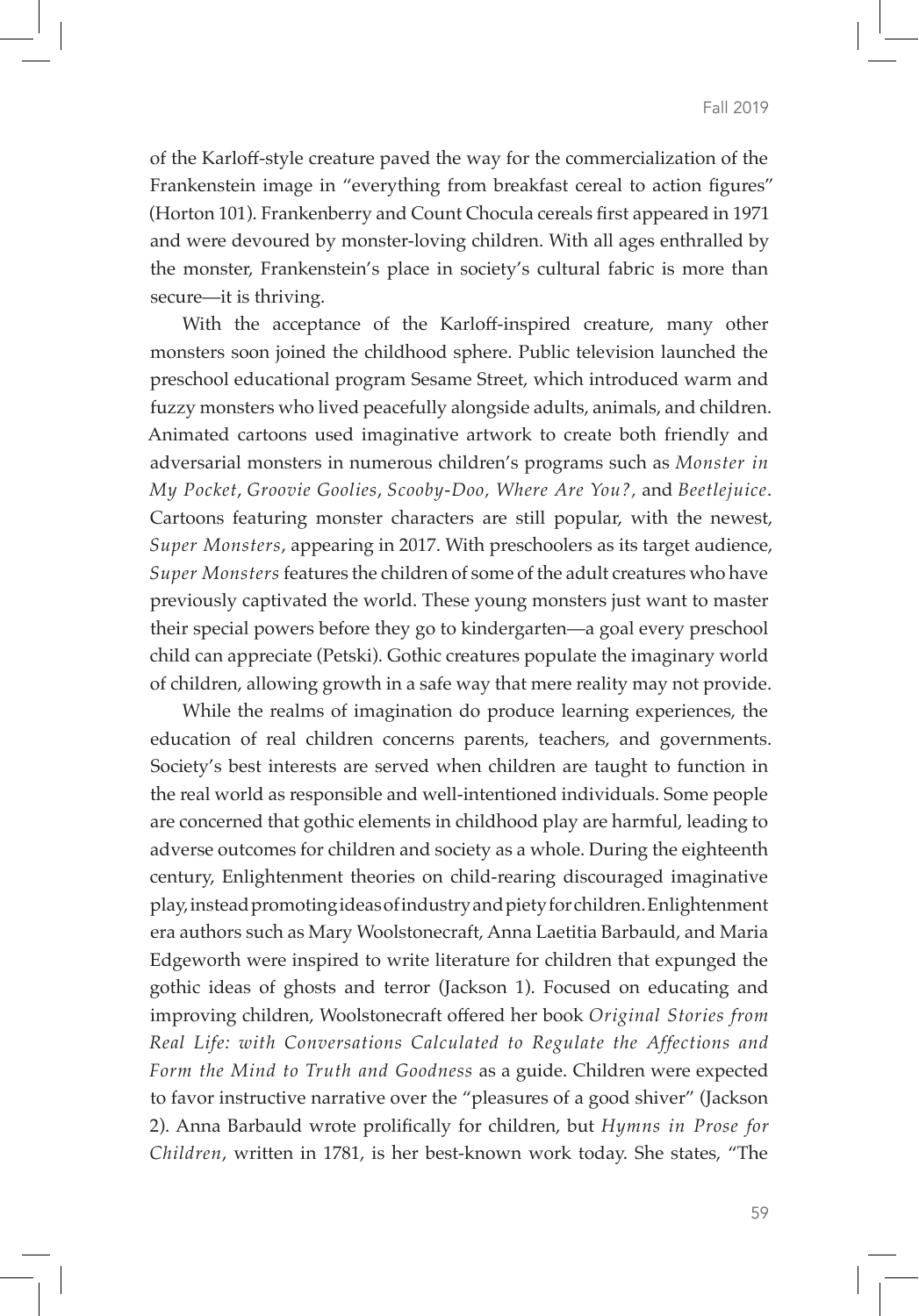of the Karloff-style creature paved the way for the commercialization of the Frankenstein image in "everything from breakfast cereal to action figures" (Horton 101). Frankenberry and Count Chocula cereals first appeared in 1971 and were devoured by monster-loving children. With all ages enthralled by the monster, Frankenstein's place in society's cultural fabric is more than secure—it is thriving.

With the acceptance of the Karloff-inspired creature, many other monsters soon joined the childhood sphere. Public television launched the preschool educational program Sesame Street, which introduced warm and fuzzy monsters who lived peacefully alongside adults, animals, and children. Animated cartoons used imaginative artwork to create both friendly and adversarial monsters in numerous children's programs such as *Monster in My Pocket*, *Groovie Goolies*, *Scooby-Doo, Where Are You?,* and *Beetlejuice*. Cartoons featuring monster characters are still popular, with the newest, *Super Monsters*, appearing in 2017. With preschoolers as its target audience, *Super Monsters* features the children of some of the adult creatures who have previously captivated the world. These young monsters just want to master their special powers before they go to kindergarten—a goal every preschool child can appreciate (Petski). Gothic creatures populate the imaginary world of children, allowing growth in a safe way that mere reality may not provide.

While the realms of imagination do produce learning experiences, the education of real children concerns parents, teachers, and governments. Society's best interests are served when children are taught to function in the real world as responsible and well-intentioned individuals. Some people are concerned that gothic elements in childhood play are harmful, leading to adverse outcomes for children and society as a whole. During the eighteenth century, Enlightenment theories on child-rearing discouraged imaginative play, instead promoting ideas of industry and piety for children. Enlightenment era authors such as Mary Woolstonecraft, Anna Laetitia Barbauld, and Maria Edgeworth were inspired to write literature for children that expunged the gothic ideas of ghosts and terror (Jackson 1). Focused on educating and improving children, Woolstonecraft offered her book *Original Stories from Real Life: with Conversations Calculated to Regulate the Affections and Form the Mind to Truth and Goodness* as a guide. Children were expected to favor instructive narrative over the "pleasures of a good shiver" (Jackson 2). Anna Barbauld wrote prolifically for children, but *Hymns in Prose for Children*, written in 1781, is her best-known work today. She states, "The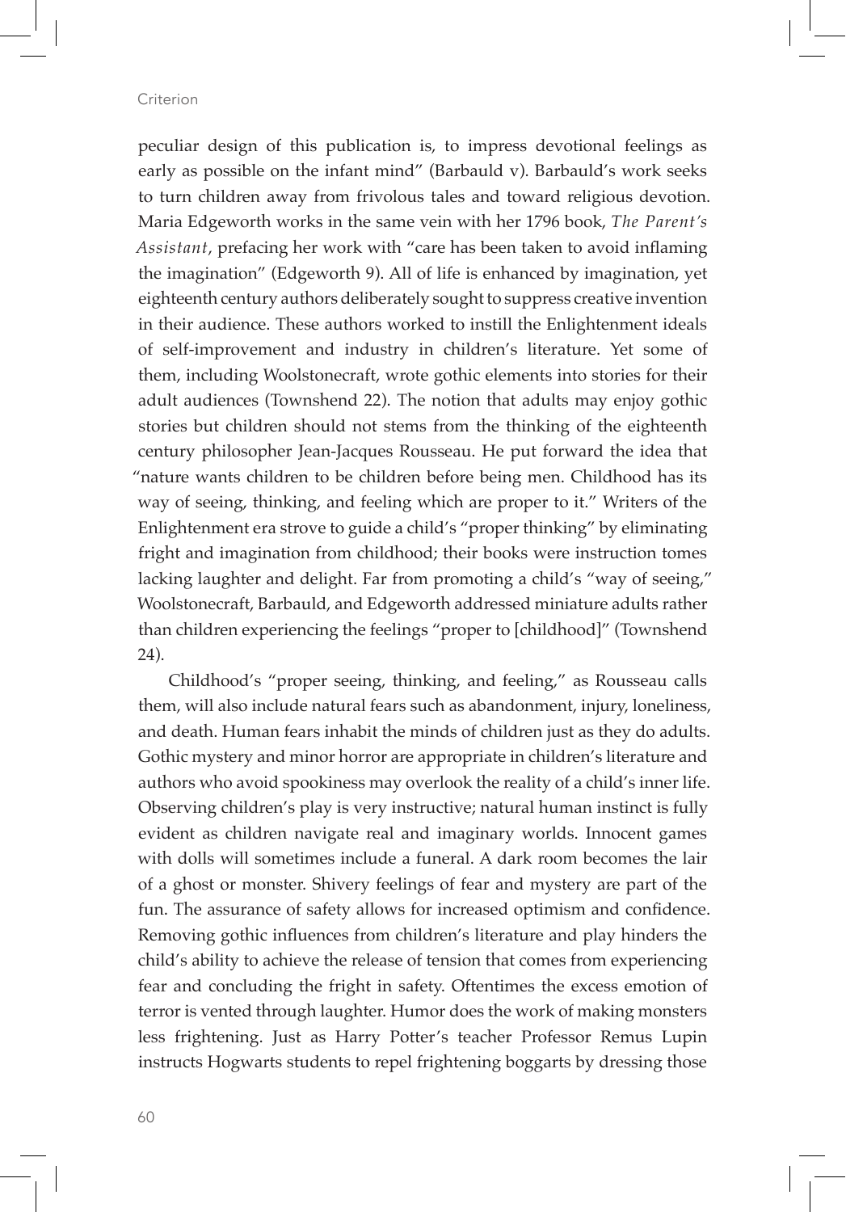peculiar design of this publication is, to impress devotional feelings as early as possible on the infant mind" (Barbauld v). Barbauld's work seeks to turn children away from frivolous tales and toward religious devotion. Maria Edgeworth works in the same vein with her 1796 book, *The Parent's Assistant*, prefacing her work with "care has been taken to avoid inflaming the imagination" (Edgeworth 9). All of life is enhanced by imagination, yet eighteenth century authors deliberately sought to suppress creative invention in their audience. These authors worked to instill the Enlightenment ideals of self-improvement and industry in children's literature. Yet some of them, including Woolstonecraft, wrote gothic elements into stories for their adult audiences (Townshend 22). The notion that adults may enjoy gothic stories but children should not stems from the thinking of the eighteenth century philosopher Jean-Jacques Rousseau. He put forward the idea that "nature wants children to be children before being men. Childhood has its way of seeing, thinking, and feeling which are proper to it." Writers of the Enlightenment era strove to guide a child's "proper thinking" by eliminating fright and imagination from childhood; their books were instruction tomes lacking laughter and delight. Far from promoting a child's "way of seeing," Woolstonecraft, Barbauld, and Edgeworth addressed miniature adults rather than children experiencing the feelings "proper to [childhood]" (Townshend 24).

Childhood's "proper seeing, thinking, and feeling," as Rousseau calls them, will also include natural fears such as abandonment, injury, loneliness, and death. Human fears inhabit the minds of children just as they do adults. Gothic mystery and minor horror are appropriate in children's literature and authors who avoid spookiness may overlook the reality of a child's inner life. Observing children's play is very instructive; natural human instinct is fully evident as children navigate real and imaginary worlds. Innocent games with dolls will sometimes include a funeral. A dark room becomes the lair of a ghost or monster. Shivery feelings of fear and mystery are part of the fun. The assurance of safety allows for increased optimism and confidence. Removing gothic influences from children's literature and play hinders the child's ability to achieve the release of tension that comes from experiencing fear and concluding the fright in safety. Oftentimes the excess emotion of terror is vented through laughter. Humor does the work of making monsters less frightening. Just as Harry Potter's teacher Professor Remus Lupin instructs Hogwarts students to repel frightening boggarts by dressing those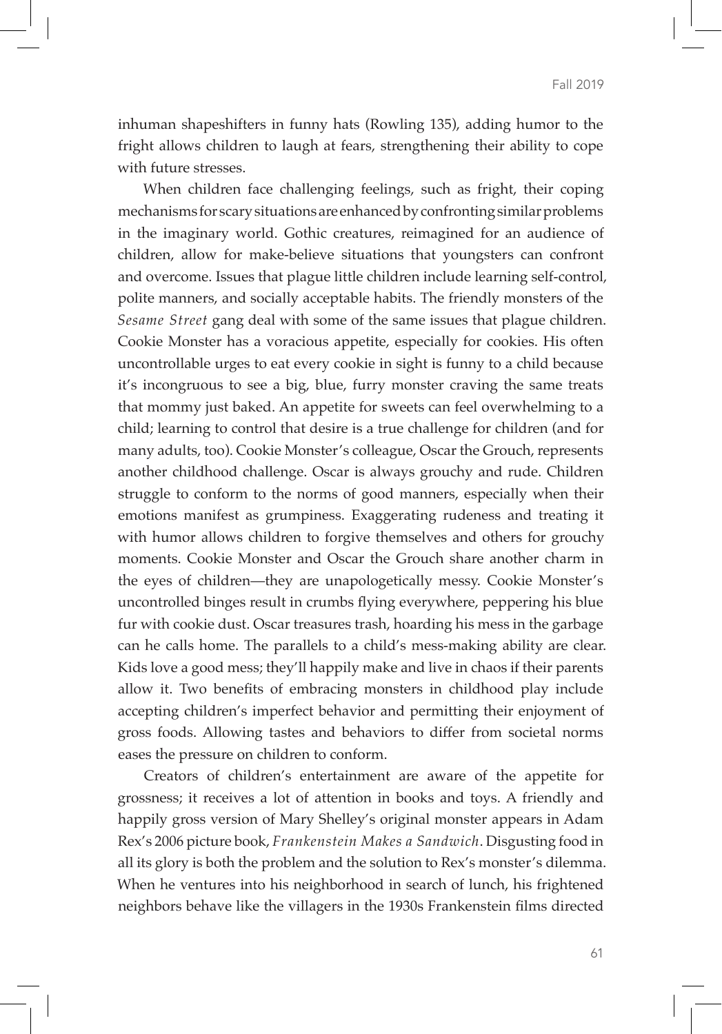inhuman shapeshifters in funny hats (Rowling 135), adding humor to the fright allows children to laugh at fears, strengthening their ability to cope with future stresses.

When children face challenging feelings, such as fright, their coping mechanisms for scary situations are enhanced by confronting similar problems in the imaginary world. Gothic creatures, reimagined for an audience of children, allow for make-believe situations that youngsters can confront and overcome. Issues that plague little children include learning self-control, polite manners, and socially acceptable habits. The friendly monsters of the *Sesame Street* gang deal with some of the same issues that plague children. Cookie Monster has a voracious appetite, especially for cookies. His often uncontrollable urges to eat every cookie in sight is funny to a child because it's incongruous to see a big, blue, furry monster craving the same treats that mommy just baked. An appetite for sweets can feel overwhelming to a child; learning to control that desire is a true challenge for children (and for many adults, too). Cookie Monster's colleague, Oscar the Grouch, represents another childhood challenge. Oscar is always grouchy and rude. Children struggle to conform to the norms of good manners, especially when their emotions manifest as grumpiness. Exaggerating rudeness and treating it with humor allows children to forgive themselves and others for grouchy moments. Cookie Monster and Oscar the Grouch share another charm in the eyes of children—they are unapologetically messy. Cookie Monster's uncontrolled binges result in crumbs flying everywhere, peppering his blue fur with cookie dust. Oscar treasures trash, hoarding his mess in the garbage can he calls home. The parallels to a child's mess-making ability are clear. Kids love a good mess; they'll happily make and live in chaos if their parents allow it. Two benefits of embracing monsters in childhood play include accepting children's imperfect behavior and permitting their enjoyment of gross foods. Allowing tastes and behaviors to differ from societal norms eases the pressure on children to conform.

Creators of children's entertainment are aware of the appetite for grossness; it receives a lot of attention in books and toys. A friendly and happily gross version of Mary Shelley's original monster appears in Adam Rex's 2006 picture book, *Frankenstein Makes a Sandwich*. Disgusting food in all its glory is both the problem and the solution to Rex's monster's dilemma. When he ventures into his neighborhood in search of lunch, his frightened neighbors behave like the villagers in the 1930s Frankenstein films directed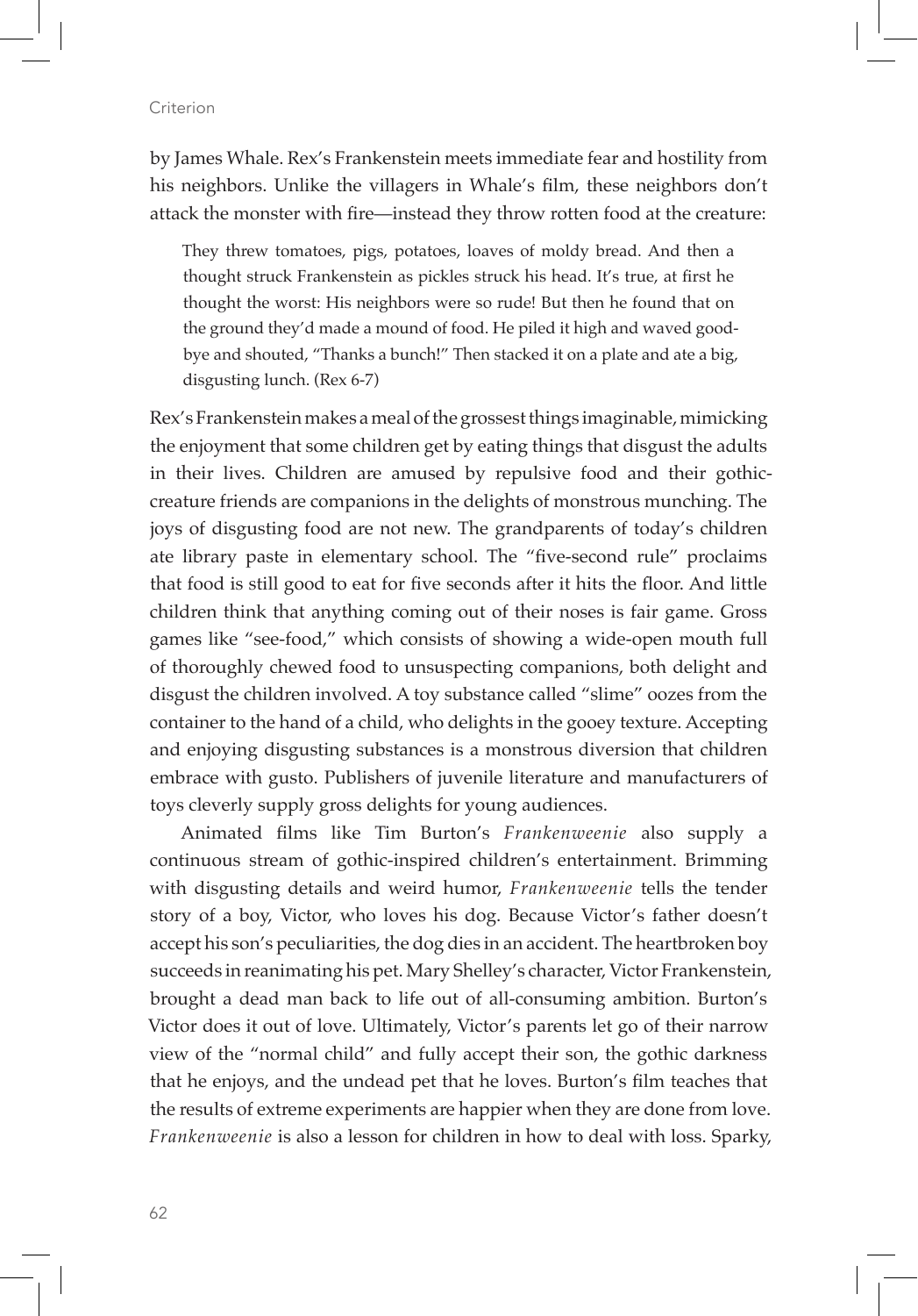by James Whale. Rex's Frankenstein meets immediate fear and hostility from his neighbors. Unlike the villagers in Whale's film, these neighbors don't attack the monster with fire—instead they throw rotten food at the creature:

> They threw tomatoes, pigs, potatoes, loaves of moldy bread. And then a thought struck Frankenstein as pickles struck his head. It's true, at first he thought the worst: His neighbors were so rude! But then he found that on the ground they'd made a mound of food. He piled it high and waved good-bye and shouted, "Thanks a bunch!" Then stacked it on a plate and ate a big, disgusting lunch. (Rex 6-7)

Rex's Frankenstein makes a meal of the grossest things imaginable, mimicking the enjoyment that some children get by eating things that disgust the adults in their lives. Children are amused by repulsive food and their gothic-creature friends are companions in the delights of monstrous munching. The joys of disgusting food are not new. The grandparents of today's children ate library paste in elementary school. The "five-second rule" proclaims that food is still good to eat for five seconds after it hits the floor. And little children think that anything coming out of their noses is fair game. Gross games like "see-food," which consists of showing a wide-open mouth full of thoroughly chewed food to unsuspecting companions, both delight and disgust the children involved. A toy substance called "slime" oozes from the container to the hand of a child, who delights in the gooey texture. Accepting and enjoying disgusting substances is a monstrous diversion that children embrace with gusto. Publishers of juvenile literature and manufacturers of toys cleverly supply gross delights for young audiences.

Animated films like Tim Burton's *Frankenweenie* also supply a continuous stream of gothic-inspired children's entertainment. Brimming with disgusting details and weird humor, *Frankenweenie* tells the tender story of a boy, Victor, who loves his dog. Because Victor's father doesn't accept his son's peculiarities, the dog dies in an accident. The heartbroken boy succeeds in reanimating his pet. Mary Shelley's character, Victor Frankenstein, brought a dead man back to life out of all-consuming ambition. Burton's Victor does it out of love. Ultimately, Victor's parents let go of their narrow view of the "normal child" and fully accept their son, the gothic darkness that he enjoys, and the undead pet that he loves. Burton's film teaches that the results of extreme experiments are happier when they are done from love. *Frankenweenie* is also a lesson for children in how to deal with loss. Sparky,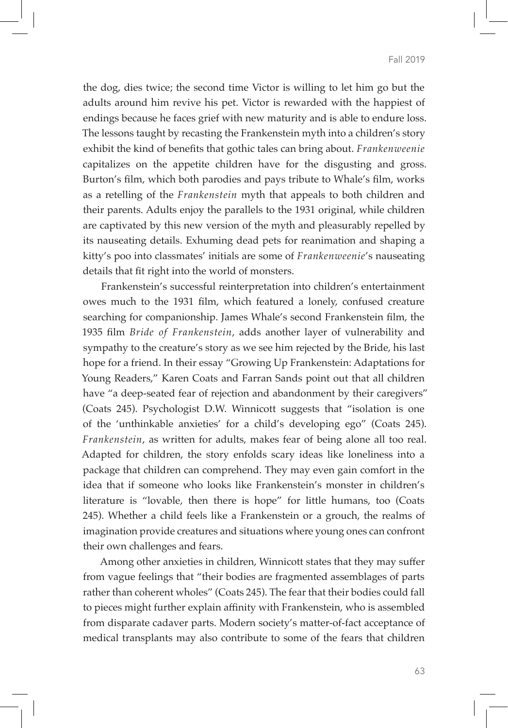the dog, dies twice; the second time Victor is willing to let him go but the adults around him revive his pet. Victor is rewarded with the happiest of endings because he faces grief with new maturity and is able to endure loss. The lessons taught by recasting the Frankenstein myth into a children's story exhibit the kind of benefits that gothic tales can bring about. *Frankenweenie* capitalizes on the appetite children have for the disgusting and gross. Burton's film, which both parodies and pays tribute to Whale's film, works as a retelling of the *Frankenstein* myth that appeals to both children and their parents. Adults enjoy the parallels to the 1931 original, while children are captivated by this new version of the myth and pleasurably repelled by its nauseating details. Exhuming dead pets for reanimation and shaping a kitty's poo into classmates' initials are some of *Frankenweenie*'s nauseating details that fit right into the world of monsters.

Frankenstein's successful reinterpretation into children's entertainment owes much to the 1931 film, which featured a lonely, confused creature searching for companionship. James Whale's second Frankenstein film, the 1935 film *Bride of Frankenstein*, adds another layer of vulnerability and sympathy to the creature's story as we see him rejected by the Bride, his last hope for a friend. In their essay "Growing Up Frankenstein: Adaptations for Young Readers," Karen Coats and Farran Sands point out that all children have "a deep-seated fear of rejection and abandonment by their caregivers" (Coats 245). Psychologist D.W. Winnicott suggests that "isolation is one of the 'unthinkable anxieties' for a child's developing ego" (Coats 245). *Frankenstein*, as written for adults, makes fear of being alone all too real. Adapted for children, the story enfolds scary ideas like loneliness into a package that children can comprehend. They may even gain comfort in the idea that if someone who looks like Frankenstein's monster in children's literature is "lovable, then there is hope" for little humans, too (Coats 245). Whether a child feels like a Frankenstein or a grouch, the realms of imagination provide creatures and situations where young ones can confront their own challenges and fears.

Among other anxieties in children, Winnicott states that they may suffer from vague feelings that "their bodies are fragmented assemblages of parts rather than coherent wholes" (Coats 245). The fear that their bodies could fall to pieces might further explain affinity with Frankenstein, who is assembled from disparate cadaver parts. Modern society's matter-of-fact acceptance of medical transplants may also contribute to some of the fears that children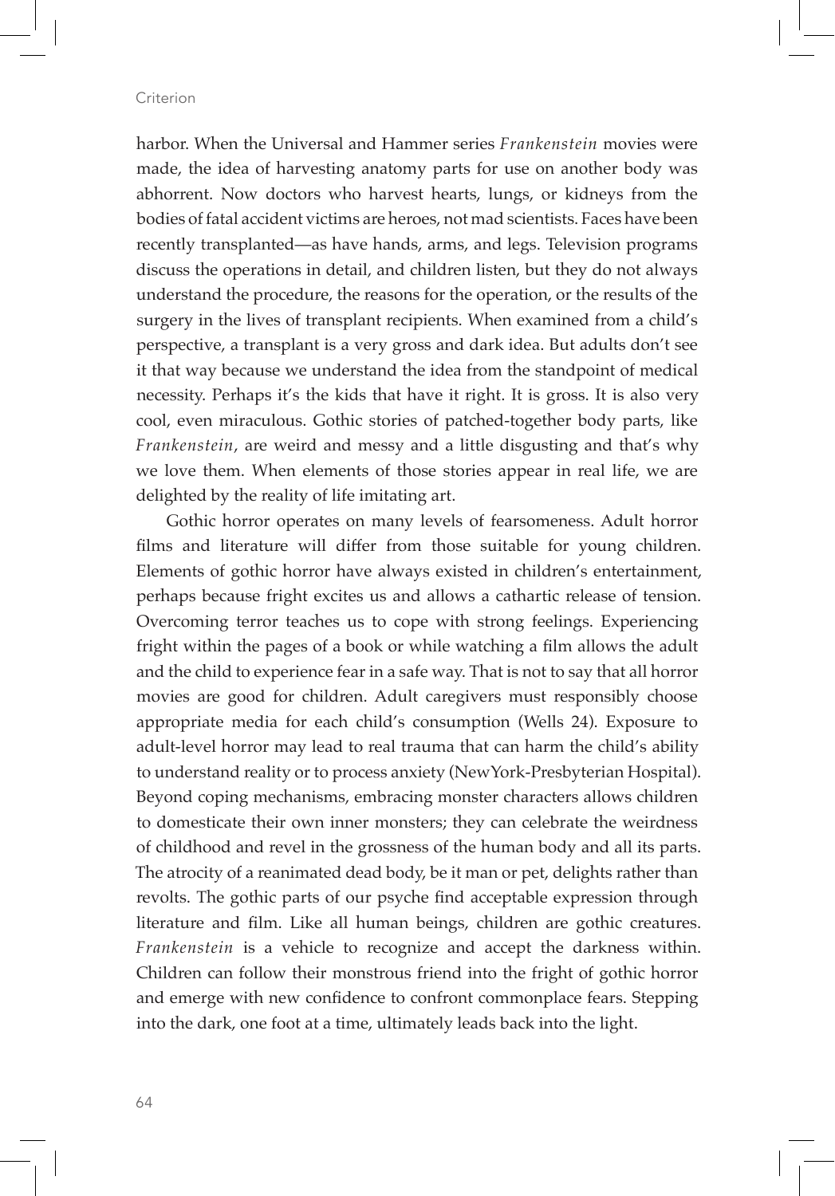harbor. When the Universal and Hammer series *Frankenstein* movies were made, the idea of harvesting anatomy parts for use on another body was abhorrent. Now doctors who harvest hearts, lungs, or kidneys from the bodies of fatal accident victims are heroes, not mad scientists. Faces have been recently transplanted—as have hands, arms, and legs. Television programs discuss the operations in detail, and children listen, but they do not always understand the procedure, the reasons for the operation, or the results of the surgery in the lives of transplant recipients. When examined from a child's perspective, a transplant is a very gross and dark idea. But adults don't see it that way because we understand the idea from the standpoint of medical necessity. Perhaps it's the kids that have it right. It is gross. It is also very cool, even miraculous. Gothic stories of patched-together body parts, like *Frankenstein*, are weird and messy and a little disgusting and that's why we love them. When elements of those stories appear in real life, we are delighted by the reality of life imitating art.

Gothic horror operates on many levels of fearsomeness. Adult horror films and literature will differ from those suitable for young children. Elements of gothic horror have always existed in children's entertainment, perhaps because fright excites us and allows a cathartic release of tension. Overcoming terror teaches us to cope with strong feelings. Experiencing fright within the pages of a book or while watching a film allows the adult and the child to experience fear in a safe way. That is not to say that all horror movies are good for children. Adult caregivers must responsibly choose appropriate media for each child's consumption (Wells 24). Exposure to adult-level horror may lead to real trauma that can harm the child's ability to understand reality or to process anxiety (NewYork-Presbyterian Hospital). Beyond coping mechanisms, embracing monster characters allows children to domesticate their own inner monsters; they can celebrate the weirdness of childhood and revel in the grossness of the human body and all its parts. The atrocity of a reanimated dead body, be it man or pet, delights rather than revolts. The gothic parts of our psyche find acceptable expression through literature and film. Like all human beings, children are gothic creatures. *Frankenstein* is a vehicle to recognize and accept the darkness within. Children can follow their monstrous friend into the fright of gothic horror and emerge with new confidence to confront commonplace fears. Stepping into the dark, one foot at a time, ultimately leads back into the light.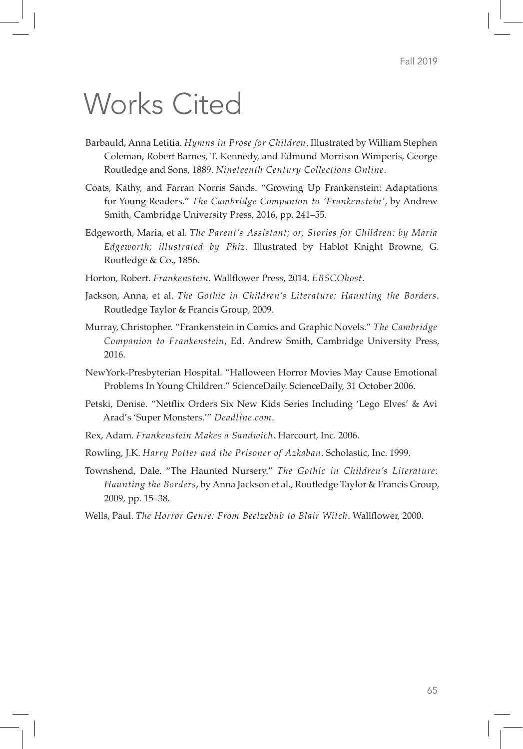# Works Cited

Barbauld, Anna Letitia. *Hymns in Prose for Children*. Illustrated by William Stephen Coleman, Robert Barnes, T. Kennedy, and Edmund Morrison Wimperis, George Routledge and Sons, 1889. *Nineteenth Century Collections Online*.

Coats, Kathy, and Farran Norris Sands. "Growing Up Frankenstein: Adaptations for Young Readers." *The Cambridge Companion to 'Frankenstein'*, by Andrew Smith, Cambridge University Press, 2016, pp. 241–55.

Edgeworth, Maria, et al. *The Parent's Assistant; or, Stories for Children: by Maria Edgeworth; illustrated by Phiz*. Illustrated by Hablot Knight Browne, G. Routledge & Co., 1856.

Horton, Robert. *Frankenstein*. Wallflower Press, 2014. *EBSCOhost*.

Jackson, Anna, et al. *The Gothic in Children's Literature: Haunting the Borders*. Routledge Taylor & Francis Group, 2009.

Murray, Christopher. "Frankenstein in Comics and Graphic Novels." *The Cambridge Companion to Frankenstein*, Ed. Andrew Smith, Cambridge University Press, 2016.

NewYork-Presbyterian Hospital. "Halloween Horror Movies May Cause Emotional Problems In Young Children." ScienceDaily. ScienceDaily, 31 October 2006.

Petski, Denise. "Netflix Orders Six New Kids Series Including 'Lego Elves' & Avi Arad's 'Super Monsters.'" *Deadline.com*.

Rex, Adam. *Frankenstein Makes a Sandwich*. Harcourt, Inc. 2006.

Rowling, J.K. *Harry Potter and the Prisoner of Azkaban*. Scholastic, Inc. 1999.

Townshend, Dale. "The Haunted Nursery." *The Gothic in Children's Literature: Haunting the Borders*, by Anna Jackson et al., Routledge Taylor & Francis Group, 2009, pp. 15–38.

Wells, Paul. *The Horror Genre: From Beelzebub to Blair Witch*. Wallflower, 2000.